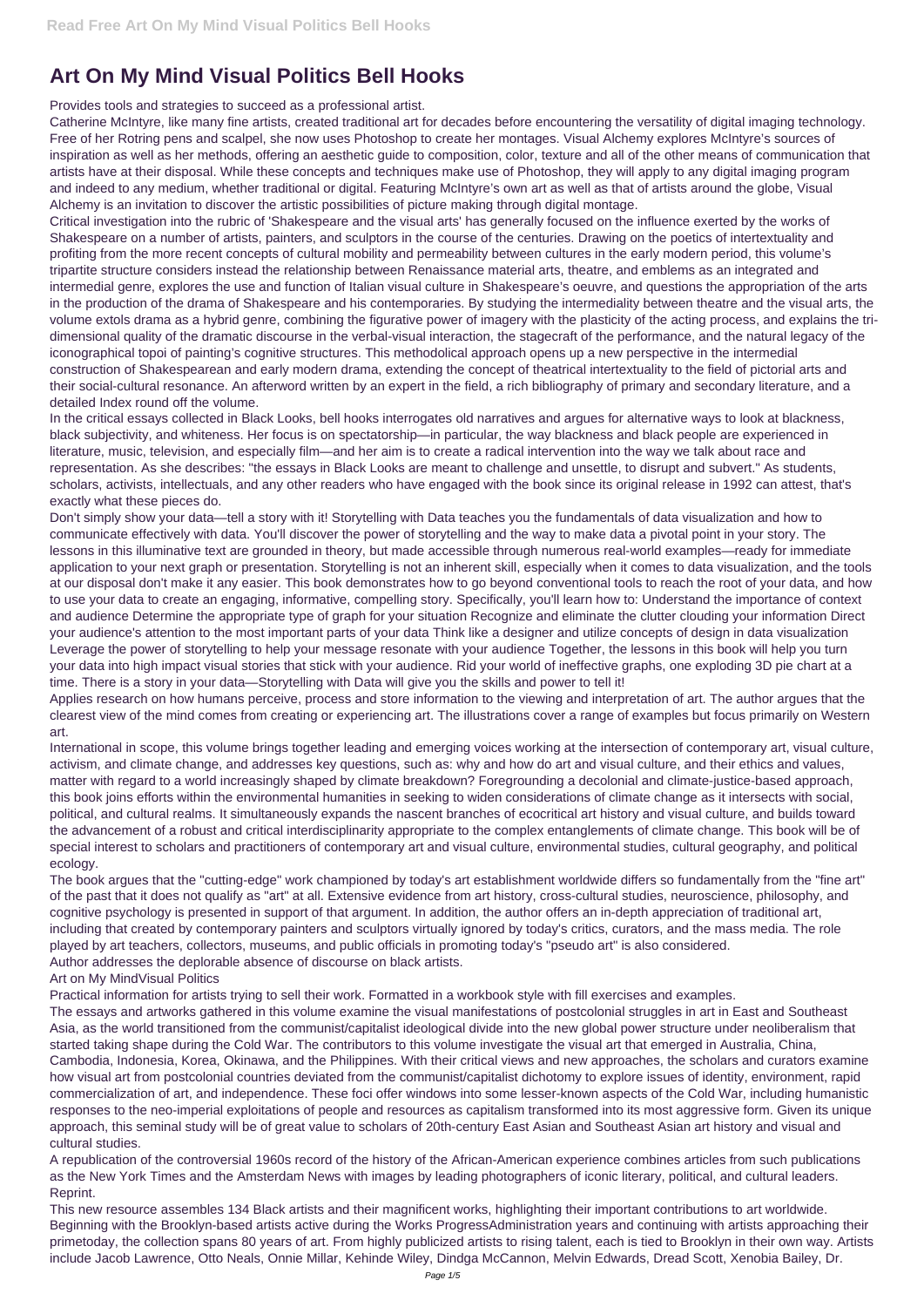# Art On My Mind Visual Politics Bell Hooks

Provides tools and strategies to succeed as a professional artist.

Catherine McIntyre, like many fine artists, created traditional art for decades before encountering the versatility of digital imaging technology. Free of her Rotring pens and scalpel, she now uses Photoshop to create her montages. Visual Alchemy explores McIntyre's sources of inspiration as well as her methods, offering an aesthetic guide to composition, color, texture and all of the other means of communication that artists have at their disposal. While these concepts and techniques make use of Photoshop, they will apply to any digital imaging program and indeed to any medium, whether traditional or digital. Featuring McIntyre's own art as well as that of artists around the globe, Visual Alchemy is an invitation to discover the artistic possibilities of picture making through digital montage.

Critical investigation into the rubric of 'Shakespeare and the visual arts' has generally focused on the influence exerted by the works of Shakespeare on a number of artists, painters, and sculptors in the course of the centuries. Drawing on the poetics of intertextuality and profiting from the more recent concepts of cultural mobility and permeability between cultures in the early modern period, this volume's tripartite structure considers instead the relationship between Renaissance material arts, theatre, and emblems as an integrated and intermedial genre, explores the use and function of Italian visual culture in Shakespeare's oeuvre, and questions the appropriation of the arts in the production of the drama of Shakespeare and his contemporaries. By studying the intermediality between theatre and the visual arts, the volume extols drama as a hybrid genre, combining the figurative power of imagery with the plasticity of the acting process, and explains the tri-dimensional quality of the dramatic discourse in the verbal-visual interaction, the stagecraft of the performance, and the natural legacy of the iconographical topoi of painting's cognitive structures. This methodological approach opens up a new perspective in the intermedial construction of Shakespearean and early modern drama, extending the concept of theatrical intertextuality to the field of pictorial arts and their social-cultural resonance. An afterword written by an expert in the field, a rich bibliography of primary and secondary literature, and a detailed Index round off the volume.

In the critical essays collected in Black Looks, bell hooks interrogates old narratives and argues for alternative ways to look at blackness, black subjectivity, and whiteness. Her focus is on spectatorship—in particular, the way blackness and black people are experienced in literature, music, television, and especially film—and her aim is to create a radical intervention into the way we talk about race and representation. As she describes: "the essays in Black Looks are meant to challenge and unsettle, to disrupt and subvert." As students, scholars, activists, intellectuals, and any other readers who have engaged with the book since its original release in 1992 can attest, that's exactly what these pieces do.

Don't simply show your data—tell a story with it! Storytelling with Data teaches you the fundamentals of data visualization and how to communicate effectively with data. You'll discover the power of storytelling and the way to make data a pivotal point in your story. The lessons in this illuminative text are grounded in theory, but made accessible through numerous real-world examples—ready for immediate application to your next graph or presentation. Storytelling is not an inherent skill, especially when it comes to data visualization, and the tools at our disposal don't make it any easier. This book demonstrates how to go beyond conventional tools to reach the root of your data, and how to use your data to create an engaging, informative, compelling story. Specifically, you'll learn how to: Understand the importance of context and audience Determine the appropriate type of graph for your situation Recognize and eliminate the clutter clouding your information Direct your audience's attention to the most important parts of your data Think like a designer and utilize concepts of design in data visualization Leverage the power of storytelling to help your message resonate with your audience Together, the lessons in this book will help you turn your data into high impact visual stories that stick with your audience. Rid your world of ineffective graphs, one exploding 3D pie chart at a time. There is a story in your data—Storytelling with Data will give you the skills and power to tell it!

Applies research on how humans perceive, process and store information to the viewing and interpretation of art. The author argues that the clearest view of the mind comes from creating or experiencing art. The illustrations cover a range of examples but focus primarily on Western art.

International in scope, this volume brings together leading and emerging voices working at the intersection of contemporary art, visual culture, activism, and climate change, and addresses key questions, such as: why and how do art and visual culture, and their ethics and values, matter with regard to a world increasingly shaped by climate breakdown? Foregrounding a decolonial and climate-justice-based approach, this book joins efforts within the environmental humanities in seeking to widen considerations of climate change as it intersects with social, political, and cultural realms. It simultaneously expands the nascent branches of ecocritical art history and visual culture, and builds toward the advancement of a robust and critical interdisciplinarity appropriate to the complex entanglements of climate change. This book will be of special interest to scholars and practitioners of contemporary art and visual culture, environmental studies, cultural geography, and political ecology.

The book argues that the "cutting-edge" work championed by today's art establishment worldwide differs so fundamentally from the "fine art" of the past that it does not qualify as "art" at all. Extensive evidence from art history, cross-cultural studies, neuroscience, philosophy, and cognitive psychology is presented in support of that argument. In addition, the author offers an in-depth appreciation of traditional art, including that created by contemporary painters and sculptors virtually ignored by today's critics, curators, and the mass media. The role played by art teachers, collectors, museums, and public officials in promoting today's "pseudo art" is also considered.

Author addresses the deplorable absence of discourse on black artists.

Art on My MindVisual Politics

Practical information for artists trying to sell their work. Formatted in a workbook style with fill exercises and examples.

The essays and artworks gathered in this volume examine the visual manifestations of postcolonial struggles in art in East and Southeast Asia, as the world transitioned from the communist/capitalist ideological divide into the new global power structure under neoliberalism that started taking shape during the Cold War. The contributors to this volume investigate the visual art that emerged in Australia, China, Cambodia, Indonesia, Korea, Okinawa, and the Philippines. With their critical views and new approaches, the scholars and curators examine how visual art from postcolonial countries deviated from the communist/capitalist dichotomy to explore issues of identity, environment, rapid commercialization of art, and independence. These foci offer windows into some lesser-known aspects of the Cold War, including humanistic responses to the neo-imperial exploitations of people and resources as capitalism transformed into its most aggressive form. Given its unique approach, this seminal study will be of great value to scholars of 20th-century East Asian and Southeast Asian art history and visual and cultural studies.

A republication of the controversial 1960s record of the history of the African-American experience combines articles from such publications as the New York Times and the Amsterdam News with images by leading photographers of iconic literary, political, and cultural leaders. Reprint.

This new resource assembles 134 Black artists and their magnificent works, highlighting their important contributions to art worldwide. Beginning with the Brooklyn-based artists active during the Works ProgressAdministration years and continuing with artists approaching their primetoday, the collection spans 80 years of art. From highly publicized artists to rising talent, each is tied to Brooklyn in their own way. Artists include Jacob Lawrence, Otto Neals, Onnie Millar, Kehinde Wiley, Dindga McCannon, Melvin Edwards, Dread Scott, Xenobia Bailey, Dr.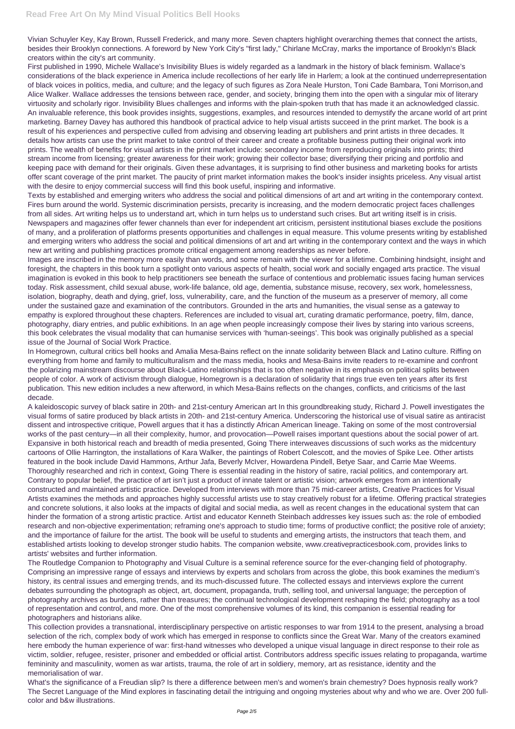Vivian Schuyler Key, Kay Brown, Russell Frederick, and many more. Seven chapters highlight overarching themes that connect the artists, besides their Brooklyn connections. A foreword by New York City's "first lady," Chirlane McCray, marks the importance of Brooklyn's Black creators within the city's art community.

First published in 1990, Michele Wallace's Invisibility Blues is widely regarded as a landmark in the history of black feminism. Wallace's considerations of the black experience in America include recollections of her early life in Harlem; a look at the continued underrepresentation of black voices in politics, media, and culture; and the legacy of such figures as Zora Neale Hurston, Toni Cade Bambara, Toni Morrison,and Alice Walker. Wallace addresses the tensions between race, gender, and society, bringing them into the open with a singular mix of literary virtuosity and scholarly rigor. Invisibility Blues challenges and informs with the plain-spoken truth that has made it an acknowledged classic.

An invaluable reference, this book provides insights, suggestions, examples, and resources intended to demystify the arcane world of art print marketing. Barney Davey has authored this handbook of practical advice to help visual artists succeed in the print market. The book is a result of his experiences and perspective culled from advising and observing leading art publishers and print artists in three decades. It details how artists can use the print market to take control of their career and create a profitable business putting their original work into prints. The wealth of benefits for visual artists in the print market include: secondary income from reproducing originals into prints; third stream income from licensing; greater awareness for their work; growing their collector base; diversifying their pricing and portfolio and keeping pace with demand for their originals. Given these advantages, it is surprising to find other business and marketing books for artists offer scant coverage of the print market. The paucity of print market information makes the book's insider insights priceless. Any visual artist with the desire to enjoy commercial success will find this book useful, inspiring and informative.

Texts by established and emerging writers who address the social and political dimensions of art and art writing in the contemporary context. Fires burn around the world. Systemic discrimination persists, precarity is increasing, and the modern democratic project faces challenges from all sides. Art writing helps us to understand art, which in turn helps us to understand such crises. But art writing itself is in crisis. Newspapers and magazines offer fewer channels than ever for independent art criticism, persistent institutional biases exclude the positions of many, and a proliferation of platforms presents opportunities and challenges in equal measure. This volume presents writing by established and emerging writers who address the social and political dimensions of art and art writing in the contemporary context and the ways in which new art writing and publishing practices promote critical engagement among readerships as never before.

Images are inscribed in the memory more easily than words, and some remain with the viewer for a lifetime. Combining hindsight, insight and foresight, the chapters in this book turn a spotlight onto various aspects of health, social work and socially engaged arts practice. The visual imagination is evoked in this book to help practitioners see beneath the surface of contentious and problematic issues facing human services today. Risk assessment, child sexual abuse, work-life balance, old age, dementia, substance misuse, recovery, sex work, homelessness, isolation, biography, death and dying, grief, loss, vulnerability, care, and the function of the museum as a preserver of memory, all come under the sustained gaze and examination of the contributors. Grounded in the arts and humanities, the visual sense as a gateway to empathy is explored throughout these chapters. References are included to visual art, curating dramatic performance, poetry, film, dance, photography, diary entries, and public exhibitions. In an age when people increasingly compose their lives by staring into various screens, this book celebrates the visual modality that can humanise services with 'human-seeings'. This book was originally published as a special issue of the Journal of Social Work Practice.

In Homegrown, cultural critics bell hooks and Amalia Mesa-Bains reflect on the innate solidarity between Black and Latino culture. Riffing on everything from home and family to multiculturalism and the mass media, hooks and Mesa-Bains invite readers to re-examine and confront the polarizing mainstream discourse about Black-Latino relationships that is too often negative in its emphasis on political splits between people of color. A work of activism through dialogue, Homegrown is a declaration of solidarity that rings true even ten years after its first publication. This new edition includes a new afterword, in which Mesa-Bains reflects on the changes, conflicts, and criticisms of the last decade.

A kaleidoscopic survey of black satire in 20th- and 21st-century American art In this groundbreaking study, Richard J. Powell investigates the visual forms of satire produced by black artists in 20th- and 21st-century America. Underscoring the historical use of visual satire as antiracist dissent and introspective critique, Powell argues that it has a distinctly African American lineage. Taking on some of the most controversial works of the past century—in all their complexity, humor, and provocation—Powell raises important questions about the social power of art. Expansive in both historical reach and breadth of media presented, Going There interweaves discussions of such works as the midcentury cartoons of Ollie Harrington, the installations of Kara Walker, the paintings of Robert Colescott, and the movies of Spike Lee. Other artists featured in the book include David Hammons, Arthur Jafa, Beverly McIver, Howardena Pindell, Betye Saar, and Carrie Mae Weems. Thoroughly researched and rich in context, Going There is essential reading in the history of satire, racial politics, and contemporary art.

Contrary to popular belief, the practice of art isn't just a product of innate talent or artistic vision; artwork emerges from an intentionally constructed and maintained artistic practice. Developed from interviews with more than 75 mid-career artists, Creative Practices for Visual Artists examines the methods and approaches highly successful artists use to stay creatively robust for a lifetime. Offering practical strategies and concrete solutions, it also looks at the impacts of digital and social media, as well as recent changes in the educational system that can hinder the formation of a strong artistic practice. Artist and educator Kenneth Steinbach addresses key issues such as: the role of embodied research and non-objective experimentation; reframing one's approach to studio time; forms of productive conflict; the positive role of anxiety; and the importance of failure for the artist. The book will be useful to students and emerging artists, the instructors that teach them, and established artists looking to develop stronger studio habits. The companion website, www.creativepracticesbook.com, provides links to artists' websites and further information.

The Routledge Companion to Photography and Visual Culture is a seminal reference source for the ever-changing field of photography. Comprising an impressive range of essays and interviews by experts and scholars from across the globe, this book examines the medium's history, its central issues and emerging trends, and its much-discussed future. The collected essays and interviews explore the current debates surrounding the photograph as object, art, document, propaganda, truth, selling tool, and universal language; the perception of photography archives as burdens, rather than treasures; the continual technological development reshaping the field; photography as a tool of representation and control, and more. One of the most comprehensive volumes of its kind, this companion is essential reading for photographers and historians alike.

This collection provides a transnational, interdisciplinary perspective on artistic responses to war from 1914 to the present, analysing a broad selection of the rich, complex body of work which has emerged in response to conflicts since the Great War. Many of the creators examined here embody the human experience of war: first-hand witnesses who developed a unique visual language in direct response to their role as victim, soldier, refugee, resister, prisoner and embedded or official artist. Contributors address specific issues relating to propaganda, wartime femininity and masculinity, women as war artists, trauma, the role of art in soldiery, memory, art as resistance, identity and the memorialisation of war.

What's the significance of a Freudian slip? Is there a difference between men's and women's brain chemestry? Does hypnosis really work? The Secret Language of the Mind explores in fascinating detail the intriguing and ongoing mysteries about why and who we are. Over 200 full-color and b&w illustrations.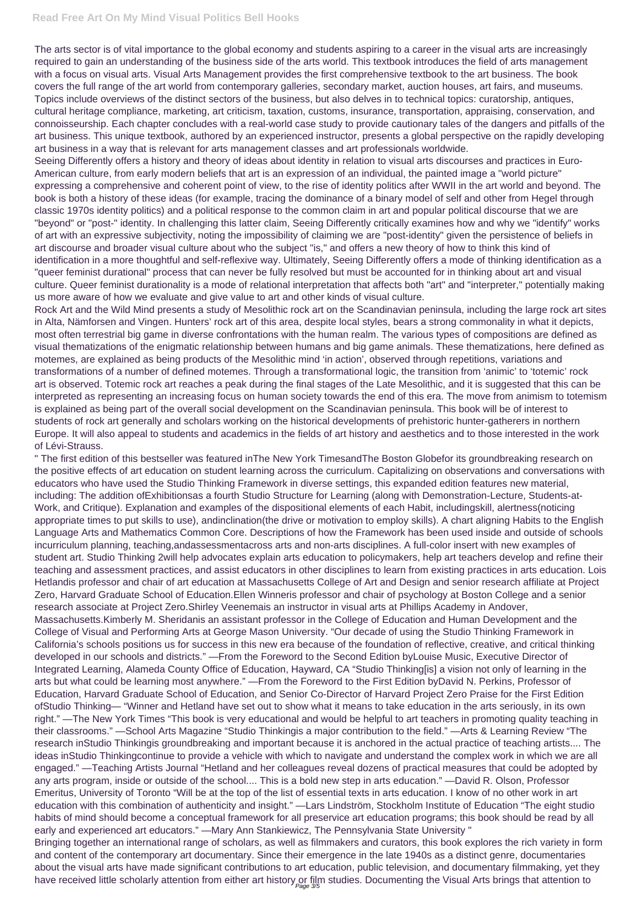The arts sector is of vital importance to the global economy and students aspiring to a career in the visual arts are increasingly required to gain an understanding of the business side of the arts world. This textbook introduces the field of arts management with a focus on visual arts. Visual Arts Management provides the first comprehensive textbook to the art business. The book covers the full range of the art world from contemporary galleries, secondary market, auction houses, art fairs, and museums. Topics include overviews of the distinct sectors of the business, but also delves in to technical topics: curatorship, antiques, cultural heritage compliance, marketing, art criticism, taxation, customs, insurance, transportation, appraising, conservation, and connoisseurship. Each chapter concludes with a real-world case study to provide cautionary tales of the dangers and pitfalls of the art business. This unique textbook, authored by an experienced instructor, presents a global perspective on the rapidly developing art business in a way that is relevant for arts management classes and art professionals worldwide.

Seeing Differently offers a history and theory of ideas about identity in relation to visual arts discourses and practices in Euro-American culture, from early modern beliefs that art is an expression of an individual, the painted image a "world picture" expressing a comprehensive and coherent point of view, to the rise of identity politics after WWII in the art world and beyond. The book is both a history of these ideas (for example, tracing the dominance of a binary model of self and other from Hegel through classic 1970s identity politics) and a political response to the common claim in art and popular political discourse that we are "beyond" or "post-" identity. In challenging this latter claim, Seeing Differently critically examines how and why we "identify" works of art with an expressive subjectivity, noting the impossibility of claiming we are "post-identity" given the persistence of beliefs in art discourse and broader visual culture about who the subject "is," and offers a new theory of how to think this kind of identification in a more thoughtful and self-reflexive way. Ultimately, Seeing Differently offers a mode of thinking identification as a "queer feminist durational" process that can never be fully resolved but must be accounted for in thinking about art and visual culture. Queer feminist durationality is a mode of relational interpretation that affects both "art" and "interpreter," potentially making us more aware of how we evaluate and give value to art and other kinds of visual culture.

Rock Art and the Wild Mind presents a study of Mesolithic rock art on the Scandinavian peninsula, including the large rock art sites in Alta, Nämforsen and Vingen. Hunters' rock art of this area, despite local styles, bears a strong commonality in what it depicts, most often terrestrial big game in diverse confrontations with the human realm. The various types of compositions are defined as visual thematizations of the enigmatic relationship between humans and big game animals. These thematizations, here defined as motemes, are explained as being products of the Mesolithic mind 'in action', observed through repetitions, variations and transformations of a number of defined motemes. Through a transformational logic, the transition from 'animic' to 'totemic' rock art is observed. Totemic rock art reaches a peak during the final stages of the Late Mesolithic, and it is suggested that this can be interpreted as representing an increasing focus on human society towards the end of this era. The move from animism to totemism is explained as being part of the overall social development on the Scandinavian peninsula. This book will be of interest to students of rock art generally and scholars working on the historical developments of prehistoric hunter-gatherers in northern Europe. It will also appeal to students and academics in the fields of art history and aesthetics and to those interested in the work of Lévi-Strauss.

" The first edition of this bestseller was featured inThe New York TimesandThe Boston Globefor its groundbreaking research on the positive effects of art education on student learning across the curriculum. Capitalizing on observations and conversations with educators who have used the Studio Thinking Framework in diverse settings, this expanded edition features new material, including: The addition ofExhibitionsas a fourth Studio Structure for Learning (along with Demonstration-Lecture, Students-at-Work, and Critique). Explanation and examples of the dispositional elements of each Habit, includingskill, alertness(noticing appropriate times to put skills to use), andinclination(the drive or motivation to employ skills). A chart aligning Habits to the English Language Arts and Mathematics Common Core. Descriptions of how the Framework has been used inside and outside of schools incurriculum planning, teaching,andassessmentacross arts and non-arts disciplines. A full-color insert with new examples of student art. Studio Thinking 2will help advocates explain arts education to policymakers, help art teachers develop and refine their teaching and assessment practices, and assist educators in other disciplines to learn from existing practices in arts education. Lois Hetlandis professor and chair of art education at Massachusetts College of Art and Design and senior research affiliate at Project Zero, Harvard Graduate School of Education.Ellen Winneris professor and chair of psychology at Boston College and a senior research associate at Project Zero.Shirley Veenemais an instructor in visual arts at Phillips Academy in Andover, Massachusetts.Kimberly M. Sheridanis an assistant professor in the College of Education and Human Development and the College of Visual and Performing Arts at George Mason University. "Our decade of using the Studio Thinking Framework in California's schools positions us for success in this new era because of the foundation of reflective, creative, and critical thinking developed in our schools and districts." —From the Foreword to the Second Edition byLouise Music, Executive Director of Integrated Learning, Alameda County Office of Education, Hayward, CA "Studio Thinking[is] a vision not only of learning in the arts but what could be learning most anywhere." —From the Foreword to the First Edition byDavid N. Perkins, Professor of Education, Harvard Graduate School of Education, and Senior Co-Director of Harvard Project Zero Praise for the First Edition ofStudio Thinking— "Winner and Hetland have set out to show what it means to take education in the arts seriously, in its own right." —The New York Times "This book is very educational and would be helpful to art teachers in promoting quality teaching in their classrooms." —School Arts Magazine "Studio Thinkingis a major contribution to the field." —Arts & Learning Review "The research inStudio Thinkingis groundbreaking and important because it is anchored in the actual practice of teaching artists.... The ideas inStudio Thinkingcontinue to provide a vehicle with which to navigate and understand the complex work in which we are all engaged." —Teaching Artists Journal "Hetland and her colleagues reveal dozens of practical measures that could be adopted by any arts program, inside or outside of the school.... This is a bold new step in arts education." —David R. Olson, Professor Emeritus, University of Toronto "Will be at the top of the list of essential texts in arts education. I know of no other work in art education with this combination of authenticity and insight." —Lars Lindström, Stockholm Institute of Education "The eight studio habits of mind should become a conceptual framework for all preservice art education programs; this book should be read by all early and experienced art educators." —Mary Ann Stankiewicz, The Pennsylvania State University "

Bringing together an international range of scholars, as well as filmmakers and curators, this book explores the rich variety in form and content of the contemporary art documentary. Since their emergence in the late 1940s as a distinct genre, documentaries about the visual arts have made significant contributions to art education, public television, and documentary filmmaking, yet they have received little scholarly attention from either art history or film studies. Documenting the Visual Arts brings that attention to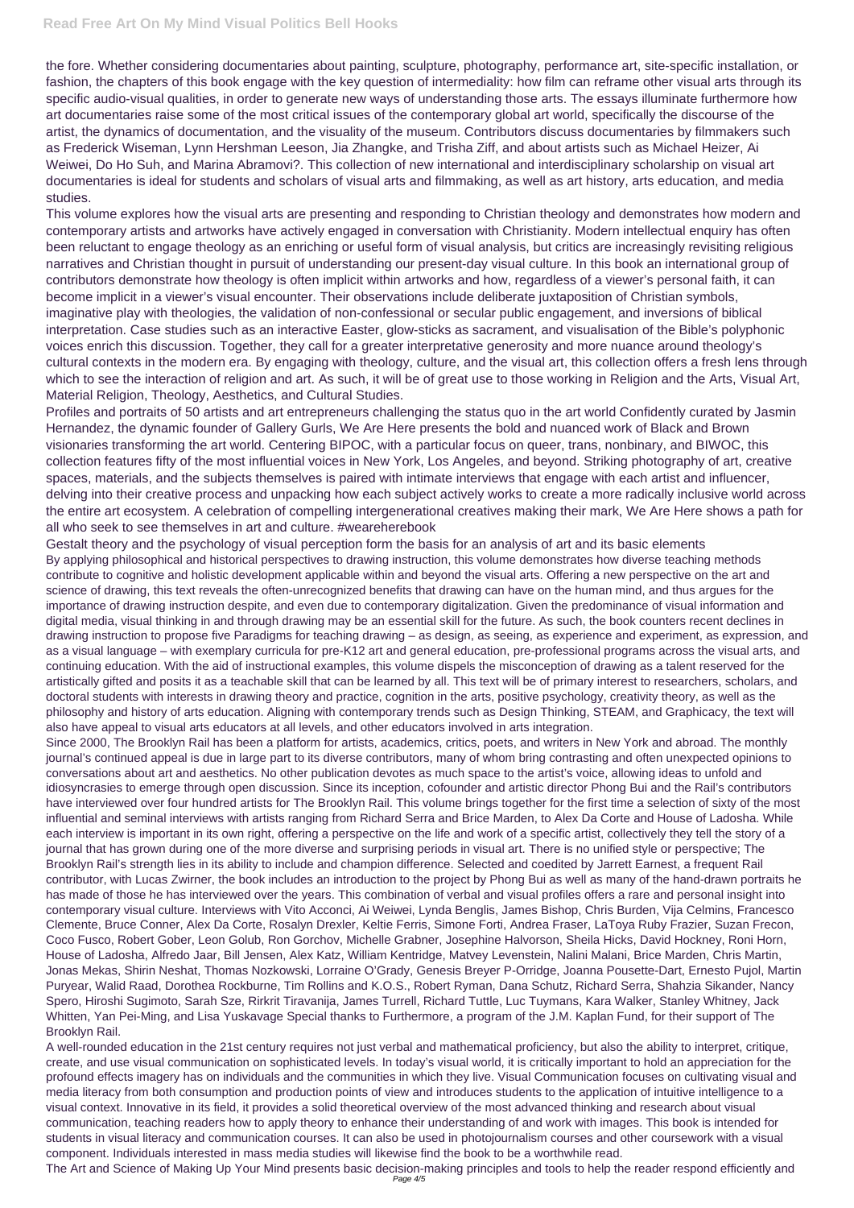the fore. Whether considering documentaries about painting, sculpture, photography, performance art, site-specific installation, or fashion, the chapters of this book engage with the key question of intermediality: how film can reframe other visual arts through its specific audio-visual qualities, in order to generate new ways of understanding those arts. The essays illuminate furthermore how art documentaries raise some of the most critical issues of the contemporary global art world, specifically the discourse of the artist, the dynamics of documentation, and the visuality of the museum. Contributors discuss documentaries by filmmakers such as Frederick Wiseman, Lynn Hershman Leeson, Jia Zhangke, and Trisha Ziff, and about artists such as Michael Heizer, Ai Weiwei, Do Ho Suh, and Marina Abramovi?. This collection of new international and interdisciplinary scholarship on visual art documentaries is ideal for students and scholars of visual arts and filmmaking, as well as art history, arts education, and media studies.

This volume explores how the visual arts are presenting and responding to Christian theology and demonstrates how modern and contemporary artists and artworks have actively engaged in conversation with Christianity. Modern intellectual enquiry has often been reluctant to engage theology as an enriching or useful form of visual analysis, but critics are increasingly revisiting religious narratives and Christian thought in pursuit of understanding our present-day visual culture. In this book an international group of contributors demonstrate how theology is often implicit within artworks and how, regardless of a viewer's personal faith, it can become implicit in a viewer's visual encounter. Their observations include deliberate juxtaposition of Christian symbols, imaginative play with theologies, the validation of non-confessional or secular public engagement, and inversions of biblical interpretation. Case studies such as an interactive Easter, glow-sticks as sacrament, and visualisation of the Bible's polyphonic voices enrich this discussion. Together, they call for a greater interpretative generosity and more nuance around theology's cultural contexts in the modern era. By engaging with theology, culture, and the visual art, this collection offers a fresh lens through which to see the interaction of religion and art. As such, it will be of great use to those working in Religion and the Arts, Visual Art, Material Religion, Theology, Aesthetics, and Cultural Studies.

Profiles and portraits of 50 artists and art entrepreneurs challenging the status quo in the art world Confidently curated by Jasmin Hernandez, the dynamic founder of Gallery Gurls, We Are Here presents the bold and nuanced work of Black and Brown visionaries transforming the art world. Centering BIPOC, with a particular focus on queer, trans, nonbinary, and BIWOC, this collection features fifty of the most influential voices in New York, Los Angeles, and beyond. Striking photography of art, creative spaces, materials, and the subjects themselves is paired with intimate interviews that engage with each artist and influencer, delving into their creative process and unpacking how each subject actively works to create a more radically inclusive world across the entire art ecosystem. A celebration of compelling intergenerational creatives making their mark, We Are Here shows a path for all who seek to see themselves in art and culture. #weareherebook

Gestalt theory and the psychology of visual perception form the basis for an analysis of art and its basic elements

By applying philosophical and historical perspectives to drawing instruction, this volume demonstrates how diverse teaching methods contribute to cognitive and holistic development applicable within and beyond the visual arts. Offering a new perspective on the art and science of drawing, this text reveals the often-unrecognized benefits that drawing can have on the human mind, and thus argues for the importance of drawing instruction despite, and even due to contemporary digitalization. Given the predominance of visual information and digital media, visual thinking in and through drawing may be an essential skill for the future. As such, the book counters recent declines in drawing instruction to propose five Paradigms for teaching drawing – as design, as seeing, as experience and experiment, as expression, and as a visual language – with exemplary curricula for pre-K12 art and general education, pre-professional programs across the visual arts, and continuing education. With the aid of instructional examples, this volume dispels the misconception of drawing as a talent reserved for the artistically gifted and posits it as a teachable skill that can be learned by all. This text will be of primary interest to researchers, scholars, and doctoral students with interests in drawing theory and practice, cognition in the arts, positive psychology, creativity theory, as well as the philosophy and history of arts education. Aligning with contemporary trends such as Design Thinking, STEAM, and Graphicacy, the text will also have appeal to visual arts educators at all levels, and other educators involved in arts integration.

Since 2000, The Brooklyn Rail has been a platform for artists, academics, critics, poets, and writers in New York and abroad. The monthly journal's continued appeal is due in large part to its diverse contributors, many of whom bring contrasting and often unexpected opinions to conversations about art and aesthetics. No other publication devotes as much space to the artist's voice, allowing ideas to unfold and idiosyncrasies to emerge through open discussion. Since its inception, cofounder and artistic director Phong Bui and the Rail's contributors have interviewed over four hundred artists for The Brooklyn Rail. This volume brings together for the first time a selection of sixty of the most influential and seminal interviews with artists ranging from Richard Serra and Brice Marden, to Alex Da Corte and House of Ladosha. While each interview is important in its own right, offering a perspective on the life and work of a specific artist, collectively they tell the story of a journal that has grown during one of the more diverse and surprising periods in visual art. There is no unified style or perspective; The Brooklyn Rail's strength lies in its ability to include and champion difference. Selected and coedited by Jarrett Earnest, a frequent Rail contributor, with Lucas Zwirner, the book includes an introduction to the project by Phong Bui as well as many of the hand-drawn portraits he has made of those he has interviewed over the years. This combination of verbal and visual profiles offers a rare and personal insight into contemporary visual culture. Interviews with Vito Acconci, Ai Weiwei, Lynda Benglis, James Bishop, Chris Burden, Vija Celmins, Francesco Clemente, Bruce Conner, Alex Da Corte, Rosalyn Drexler, Keltie Ferris, Simone Forti, Andrea Fraser, LaToya Ruby Frazier, Suzan Frecon, Coco Fusco, Robert Gober, Leon Golub, Ron Gorchov, Michelle Grabner, Josephine Halvorson, Sheila Hicks, David Hockney, Roni Horn, House of Ladosha, Alfredo Jaar, Bill Jensen, Alex Katz, William Kentridge, Matvey Levenstein, Nalini Malani, Brice Marden, Chris Martin, Jonas Mekas, Shirin Neshat, Thomas Nozkowski, Lorraine O'Grady, Genesis Breyer P-Orridge, Joanna Pousette-Dart, Ernesto Pujol, Martin Puryear, Walid Raad, Dorothea Rockburne, Tim Rollins and K.O.S., Robert Ryman, Dana Schutz, Richard Serra, Shahzia Sikander, Nancy Spero, Hiroshi Sugimoto, Sarah Sze, Rirkrit Tiravanija, James Turrell, Richard Tuttle, Luc Tuymans, Kara Walker, Stanley Whitney, Jack Whitten, Yan Pei-Ming, and Lisa Yuskavage Special thanks to Furthermore, a program of the J.M. Kaplan Fund, for their support of The Brooklyn Rail.

A well-rounded education in the 21st century requires not just verbal and mathematical proficiency, but also the ability to interpret, critique, create, and use visual communication on sophisticated levels. In today's visual world, it is critically important to hold an appreciation for the profound effects imagery has on individuals and the communities in which they live. Visual Communication focuses on cultivating visual and media literacy from both consumption and production points of view and introduces students to the application of intuitive intelligence to a visual context. Innovative in its field, it provides a solid theoretical overview of the most advanced thinking and research about visual communication, teaching readers how to apply theory to enhance their understanding of and work with images. This book is intended for students in visual literacy and communication courses. It can also be used in photojournalism courses and other coursework with a visual component. Individuals interested in mass media studies will likewise find the book to be a worthwhile read.

The Art and Science of Making Up Your Mind presents basic decision-making principles and tools to help the reader respond efficiently and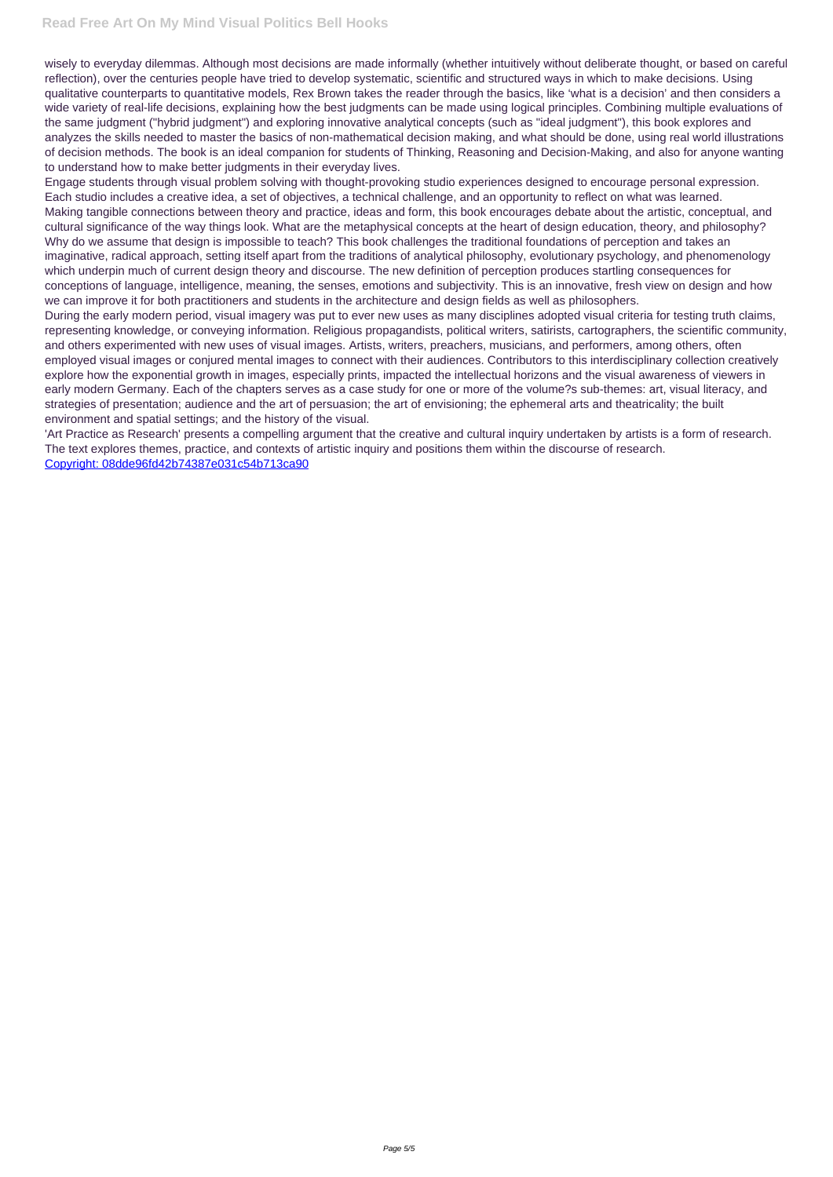wisely to everyday dilemmas. Although most decisions are made informally (whether intuitively without deliberate thought, or based on careful reflection), over the centuries people have tried to develop systematic, scientific and structured ways in which to make decisions. Using qualitative counterparts to quantitative models, Rex Brown takes the reader through the basics, like 'what is a decision' and then considers a wide variety of real-life decisions, explaining how the best judgments can be made using logical principles. Combining multiple evaluations of the same judgment ("hybrid judgment") and exploring innovative analytical concepts (such as "ideal judgment"), this book explores and analyzes the skills needed to master the basics of non-mathematical decision making, and what should be done, using real world illustrations of decision methods. The book is an ideal companion for students of Thinking, Reasoning and Decision-Making, and also for anyone wanting to understand how to make better judgments in their everyday lives.

Engage students through visual problem solving with thought-provoking studio experiences designed to encourage personal expression. Each studio includes a creative idea, a set of objectives, a technical challenge, and an opportunity to reflect on what was learned.

Making tangible connections between theory and practice, ideas and form, this book encourages debate about the artistic, conceptual, and cultural significance of the way things look. What are the metaphysical concepts at the heart of design education, theory, and philosophy? Why do we assume that design is impossible to teach? This book challenges the traditional foundations of perception and takes an imaginative, radical approach, setting itself apart from the traditions of analytical philosophy, evolutionary psychology, and phenomenology which underpin much of current design theory and discourse. The new definition of perception produces startling consequences for conceptions of language, intelligence, meaning, the senses, emotions and subjectivity. This is an innovative, fresh view on design and how we can improve it for both practitioners and students in the architecture and design fields as well as philosophers.

During the early modern period, visual imagery was put to ever new uses as many disciplines adopted visual criteria for testing truth claims, representing knowledge, or conveying information. Religious propagandists, political writers, satirists, cartographers, the scientific community, and others experimented with new uses of visual images. Artists, writers, preachers, musicians, and performers, among others, often employed visual images or conjured mental images to connect with their audiences. Contributors to this interdisciplinary collection creatively explore how the exponential growth in images, especially prints, impacted the intellectual horizons and the visual awareness of viewers in early modern Germany. Each of the chapters serves as a case study for one or more of the volume?s sub-themes: art, visual literacy, and strategies of presentation; audience and the art of persuasion; the art of envisioning; the ephemeral arts and theatricality; the built environment and spatial settings; and the history of the visual.

'Art Practice as Research' presents a compelling argument that the creative and cultural inquiry undertaken by artists is a form of research. The text explores themes, practice, and contexts of artistic inquiry and positions them within the discourse of research.

Copyright: 08dde96fd42b74387e031c54b713ca90